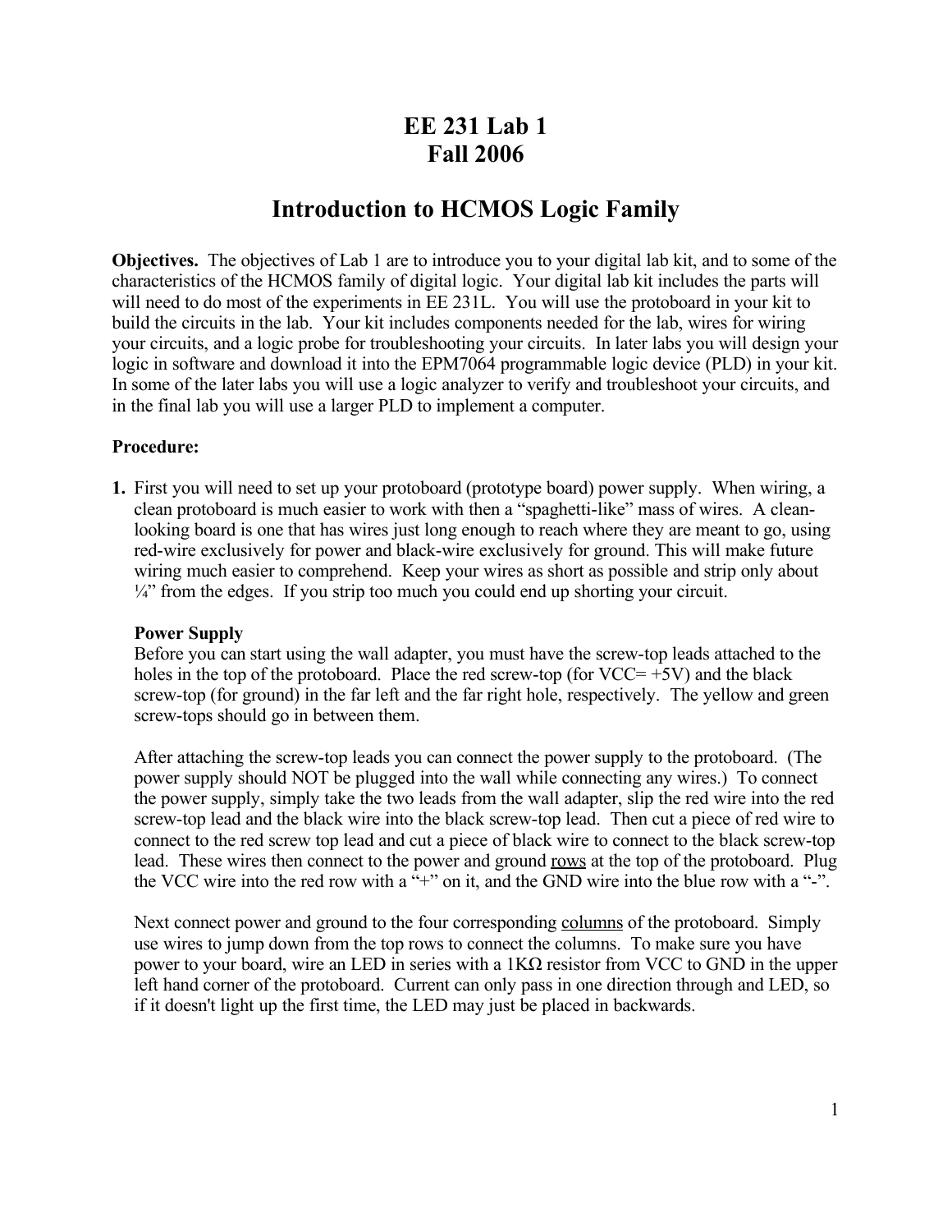# EE 231 Lab 1
# Fall 2006

## Introduction to HCMOS Logic Family

**Objectives.** The objectives of Lab 1 are to introduce you to your digital lab kit, and to some of the characteristics of the HCMOS family of digital logic. Your digital lab kit includes the parts will will need to do most of the experiments in EE 231L. You will use the protoboard in your kit to build the circuits in the lab. Your kit includes components needed for the lab, wires for wiring your circuits, and a logic probe for troubleshooting your circuits. In later labs you will design your logic in software and download it into the EPM7064 programmable logic device (PLD) in your kit. In some of the later labs you will use a logic analyzer to verify and troubleshoot your circuits, and in the final lab you will use a larger PLD to implement a computer.

**Procedure:**

**1.** First you will need to set up your protoboard (prototype board) power supply. When wiring, a clean protoboard is much easier to work with then a "spaghetti-like" mass of wires. A clean-looking board is one that has wires just long enough to reach where they are meant to go, using red-wire exclusively for power and black-wire exclusively for ground. This will make future wiring much easier to comprehend. Keep your wires as short as possible and strip only about ¼" from the edges. If you strip too much you could end up shorting your circuit.

**Power Supply**
Before you can start using the wall adapter, you must have the screw-top leads attached to the holes in the top of the protoboard. Place the red screw-top (for VCC= +5V) and the black screw-top (for ground) in the far left and the far right hole, respectively. The yellow and green screw-tops should go in between them.

After attaching the screw-top leads you can connect the power supply to the protoboard. (The power supply should NOT be plugged into the wall while connecting any wires.) To connect the power supply, simply take the two leads from the wall adapter, slip the red wire into the red screw-top lead and the black wire into the black screw-top lead. Then cut a piece of red wire to connect to the red screw top lead and cut a piece of black wire to connect to the black screw-top lead. These wires then connect to the power and ground <u>rows</u> at the top of the protoboard. Plug the VCC wire into the red row with a "+" on it, and the GND wire into the blue row with a "-".

Next connect power and ground to the four corresponding <u>columns</u> of the protoboard. Simply use wires to jump down from the top rows to connect the columns. To make sure you have power to your board, wire an LED in series with a 1KΩ resistor from VCC to GND in the upper left hand corner of the protoboard. Current can only pass in one direction through and LED, so if it doesn't light up the first time, the LED may just be placed in backwards.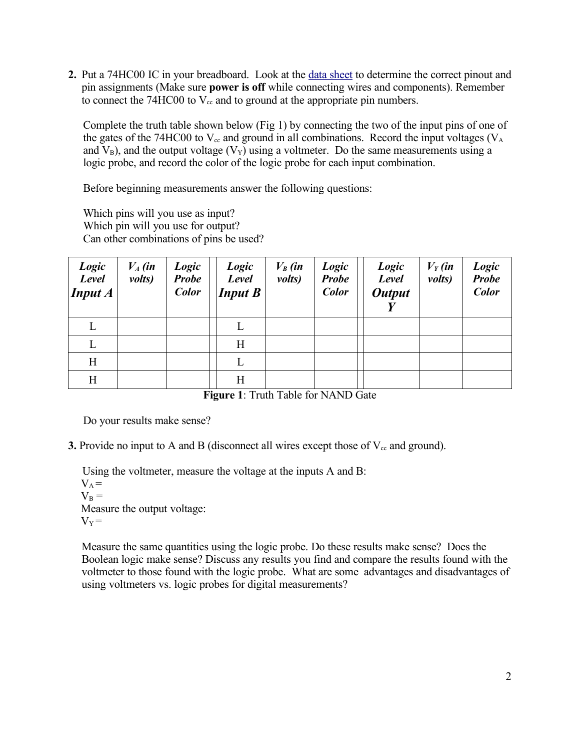**2.** Put a 74HC00 IC in your breadboard. Look at the data sheet to determine the correct pinout and pin assignments (Make sure **power is off** while connecting wires and components). Remember to connect the 74HC00 to $V_{cc}$ and to ground at the appropriate pin numbers.

Complete the truth table shown below (Fig 1) by connecting the two of the input pins of one of the gates of the 74HC00 to $V_{cc}$ and ground in all combinations. Record the input voltages ($V_A$ and $V_B$), and the output voltage ($V_Y$) using a voltmeter. Do the same measurements using a logic probe, and record the color of the logic probe for each input combination.

Before beginning measurements answer the following questions:

Which pins will you use as input?
Which pin will you use for output?
Can other combinations of pins be used?

| ***Logic Level Input A*** | ***$V_A$ (in volts)*** | ***Logic Probe Color*** | ***Logic Level Input B*** | ***$V_B$ (in volts)*** | ***Logic Probe Color*** | ***Logic Level Output Y*** | ***$V_Y$ (in volts)*** | ***Logic Probe Color*** |
|---|---|---|---|---|---|---|---|---|
| L | | | L | | | | | |
| L | | | H | | | | | |
| H | | | L | | | | | |
| H | | | H | | | | | |

**Figure 1**: Truth Table for NAND Gate

Do your results make sense?

**3.** Provide no input to A and B (disconnect all wires except those of $V_{cc}$ and ground).

Using the voltmeter, measure the voltage at the inputs A and B:
$V_A$ =
$V_B$ =
Measure the output voltage:
$V_Y$ =

Measure the same quantities using the logic probe. Do these results make sense? Does the Boolean logic make sense? Discuss any results you find and compare the results found with the voltmeter to those found with the logic probe. What are some advantages and disadvantages of using voltmeters vs. logic probes for digital measurements?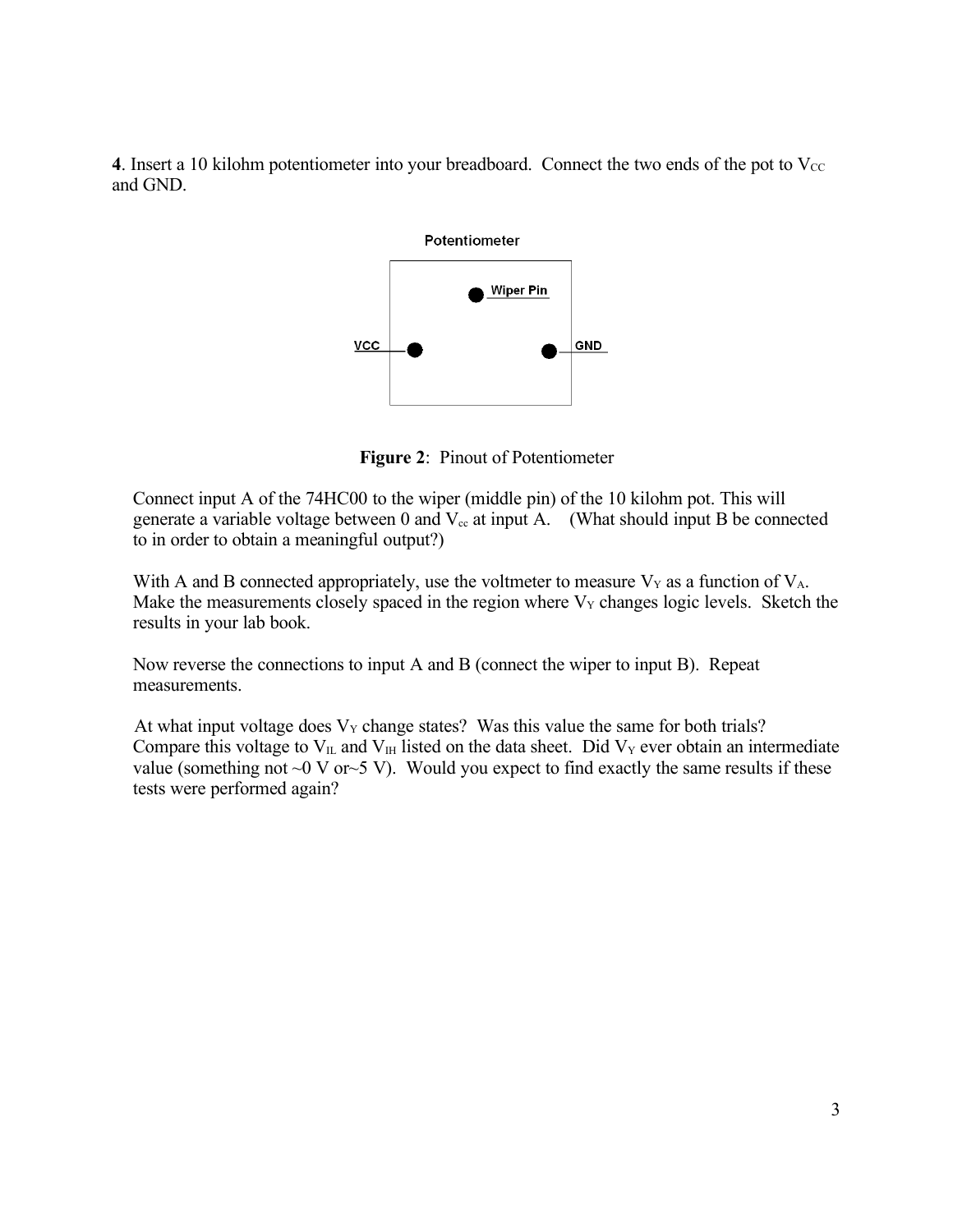**4**. Insert a 10 kilohm potentiometer into your breadboard. Connect the two ends of the pot to $V_{CC}$ and GND.

Potentiometer

Wiper Pin

VCC

GND

**Figure 2**: Pinout of Potentiometer

Connect input A of the 74HC00 to the wiper (middle pin) of the 10 kilohm pot. This will generate a variable voltage between 0 and $V_{cc}$ at input A. (What should input B be connected to in order to obtain a meaningful output?)

With A and B connected appropriately, use the voltmeter to measure $V_Y$ as a function of $V_A$. Make the measurements closely spaced in the region where $V_Y$ changes logic levels. Sketch the results in your lab book.

Now reverse the connections to input A and B (connect the wiper to input B). Repeat measurements.

At what input voltage does $V_Y$ change states? Was this value the same for both trials? Compare this voltage to $V_{IL}$ and $V_{IH}$ listed on the data sheet. Did $V_Y$ ever obtain an intermediate value (something not ~0 V or~5 V). Would you expect to find exactly the same results if these tests were performed again?